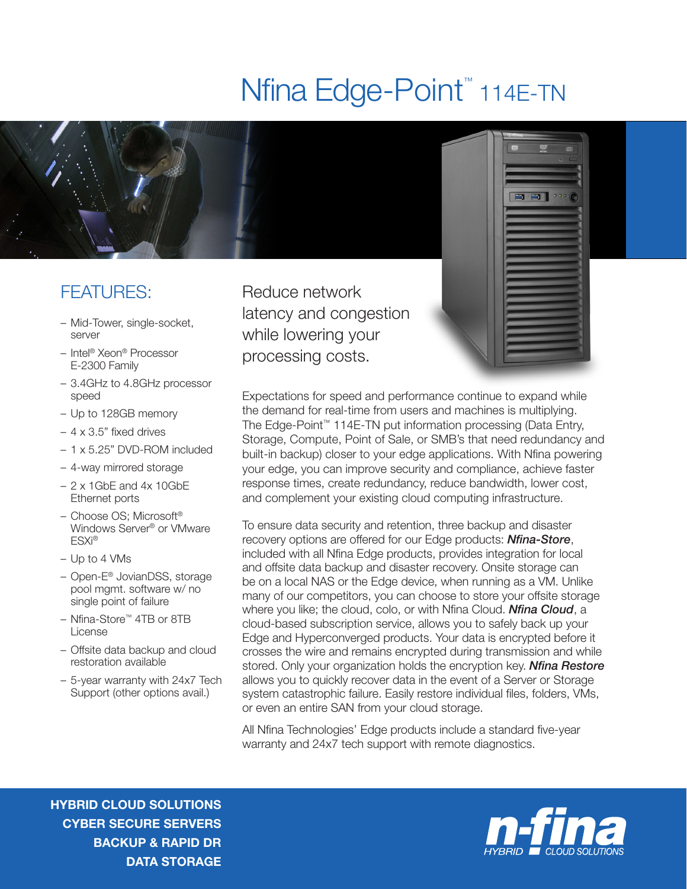# Nfina Edge-Point™ 114E-TN

## FEATURES:

- Mid-Tower, single-socket, server
- Intel® Xeon® Processor E-2300 Family
- 3.4GHz to 4.8GHz processor speed
- Up to 128GB memory
- 4 x 3.5" fixed drives
- 1 x 5.25" DVD-ROM included
- 4-way mirrored storage
- 2 x 1GbE and 4x 10GbE Ethernet ports
- Choose OS; Microsoft® Windows Server® or VMware ESXi®
- Up to 4 VMs
- Open-E® JovianDSS, storage pool mgmt. software w/ no single point of failure
- Nfina-Store™ 4TB or 8TB License
- Offsite data backup and cloud restoration available
- 5-year warranty with 24x7 Tech Support (other options avail.)

Reduce network latency and congestion while lowering your processing costs.

Expectations for speed and performance continue to expand while the demand for real-time from users and machines is multiplying. The Edge-Point™ 114E-TN put information processing (Data Entry, Storage, Compute, Point of Sale, or SMB's that need redundancy and built-in backup) closer to your edge applications. With Nfina powering your edge, you can improve security and compliance, achieve faster response times, create redundancy, reduce bandwidth, lower cost, and complement your existing cloud computing infrastructure.

To ensure data security and retention, three backup and disaster recovery options are offered for our Edge products: ***Nfina-Store***, included with all Nfina Edge products, provides integration for local and offsite data backup and disaster recovery. Onsite storage can be on a local NAS or the Edge device, when running as a VM. Unlike many of our competitors, you can choose to store your offsite storage where you like; the cloud, colo, or with Nfina Cloud. ***Nfina Cloud***, a cloud-based subscription service, allows you to safely back up your Edge and Hyperconverged products. Your data is encrypted before it crosses the wire and remains encrypted during transmission and while stored. Only your organization holds the encryption key. ***Nfina Restore*** allows you to quickly recover data in the event of a Server or Storage system catastrophic failure. Easily restore individual files, folders, VMs, or even an entire SAN from your cloud storage.

All Nfina Technologies' Edge products include a standard five-year warranty and 24x7 tech support with remote diagnostics.

**HYBRID CLOUD SOLUTIONS**
**CYBER SECURE SERVERS**
**BACKUP & RAPID DR**
**DATA STORAGE**

n-fina HYBRID CLOUD SOLUTIONS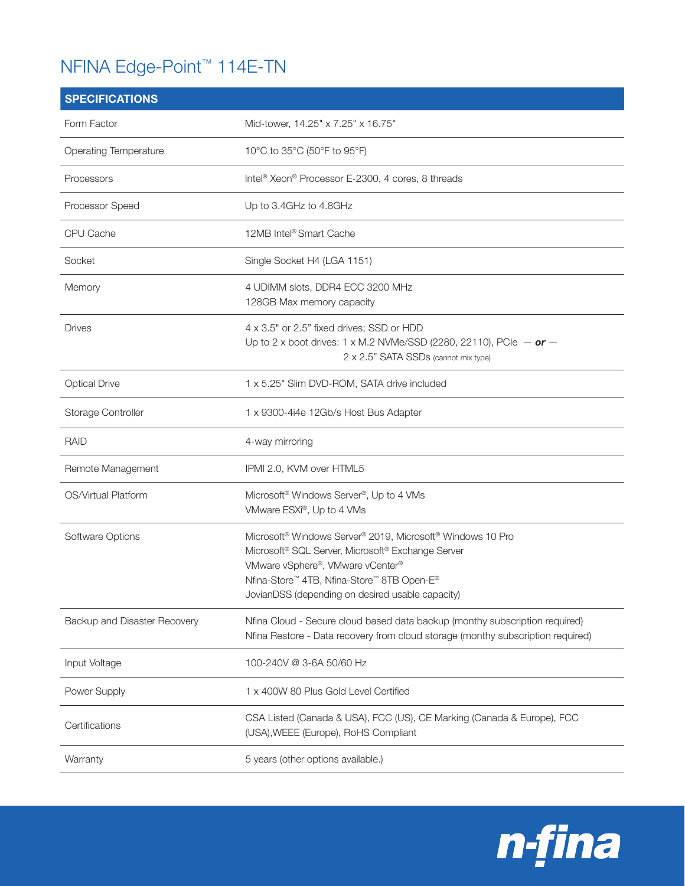# NFINA Edge-Point™ 114E-TN

| SPECIFICATIONS | |
|---|---|
| Form Factor | Mid-tower, 14.25" x 7.25" x 16.75" |
| Operating Temperature | 10°C to 35°C (50°F to 95°F) |
| Processors | Intel® Xeon® Processor E-2300, 4 cores, 8 threads |
| Processor Speed | Up to 3.4GHz to 4.8GHz |
| CPU Cache | 12MB Intel® Smart Cache |
| Socket | Single Socket H4 (LGA 1151) |
| Memory | 4 UDIMM slots, DDR4 ECC 3200 MHz<br>128GB Max memory capacity |
| Drives | 4 x 3.5" or 2.5" fixed drives; SSD or HDD<br>Up to 2 x boot drives: 1 x M.2 NVMe/SSD (2280, 22110), PCIe — ***or*** —<br>2 x 2.5" SATA SSDs (cannot mix type) |
| Optical Drive | 1 x 5.25" Slim DVD-ROM, SATA drive included |
| Storage Controller | 1 x 9300-4i4e 12Gb/s Host Bus Adapter |
| RAID | 4-way mirroring |
| Remote Management | IPMI 2.0, KVM over HTML5 |
| OS/Virtual Platform | Microsoft® Windows Server®, Up to 4 VMs<br>VMware ESXi®, Up to 4 VMs |
| Software Options | Microsoft® Windows Server® 2019, Microsoft® Windows 10 Pro<br>Microsoft® SQL Server, Microsoft® Exchange Server<br>VMware vSphere®, VMware vCenter®<br>Nfina-Store™ 4TB, Nfina-Store™ 8TB Open-E®<br>JovianDSS (depending on desired usable capacity) |
| Backup and Disaster Recovery | Nfina Cloud - Secure cloud based data backup (monthy subscription required)<br>Nfina Restore - Data recovery from cloud storage (monthy subscription required) |
| Input Voltage | 100-240V @ 3-6A 50/60 Hz |
| Power Supply | 1 x 400W 80 Plus Gold Level Certified |
| Certifications | CSA Listed (Canada & USA), FCC (US), CE Marking (Canada & Europe), FCC (USA),WEEE (Europe), RoHS Compliant |
| Warranty | 5 years (other options available.) |

n-fina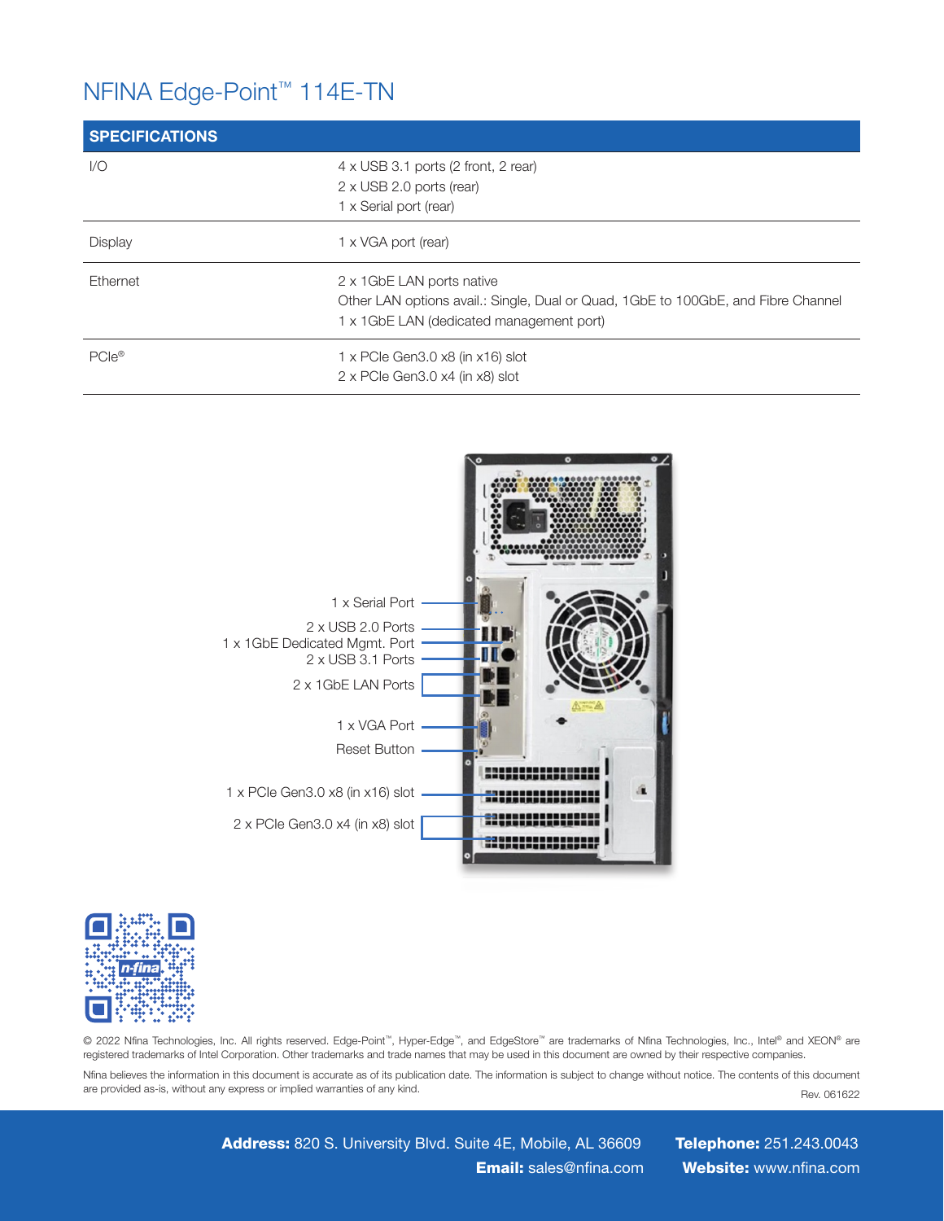# NFINA Edge-Point™ 114E-TN

| SPECIFICATIONS | |
|---|---|
| I/O | 4 x USB 3.1 ports (2 front, 2 rear)<br>2 x USB 2.0 ports (rear)<br>1 x Serial port (rear) |
| Display | 1 x VGA port (rear) |
| Ethernet | 2 x 1GbE LAN ports native<br>Other LAN options avail.: Single, Dual or Quad, 1GbE to 100GbE, and Fibre Channel<br>1 x 1GbE LAN (dedicated management port) |
| PCIe® | 1 x PCIe Gen3.0 x8 (in x16) slot<br>2 x PCIe Gen3.0 x4 (in x8) slot |

1 x Serial Port
2 x USB 2.0 Ports
1 x 1GbE Dedicated Mgmt. Port
2 x USB 3.1 Ports
2 x 1GbE LAN Ports
1 x VGA Port
Reset Button
1 x PCIe Gen3.0 x8 (in x16) slot
2 x PCIe Gen3.0 x4 (in x8) slot

© 2022 Nfina Technologies, Inc. All rights reserved. Edge-Point™, Hyper-Edge™, and EdgeStore™ are trademarks of Nfina Technologies, Inc., Intel® and XEON® are registered trademarks of Intel Corporation. Other trademarks and trade names that may be used in this document are owned by their respective companies.

Nfina believes the information in this document is accurate as of its publication date. The information is subject to change without notice. The contents of this document are provided as-is, without any express or implied warranties of any kind.

Rev. 061622

**Address:** 820 S. University Blvd. Suite 4E, Mobile, AL 36609 **Telephone:** 251.243.0043
**Email:** sales@nfina.com **Website:** www.nfina.com